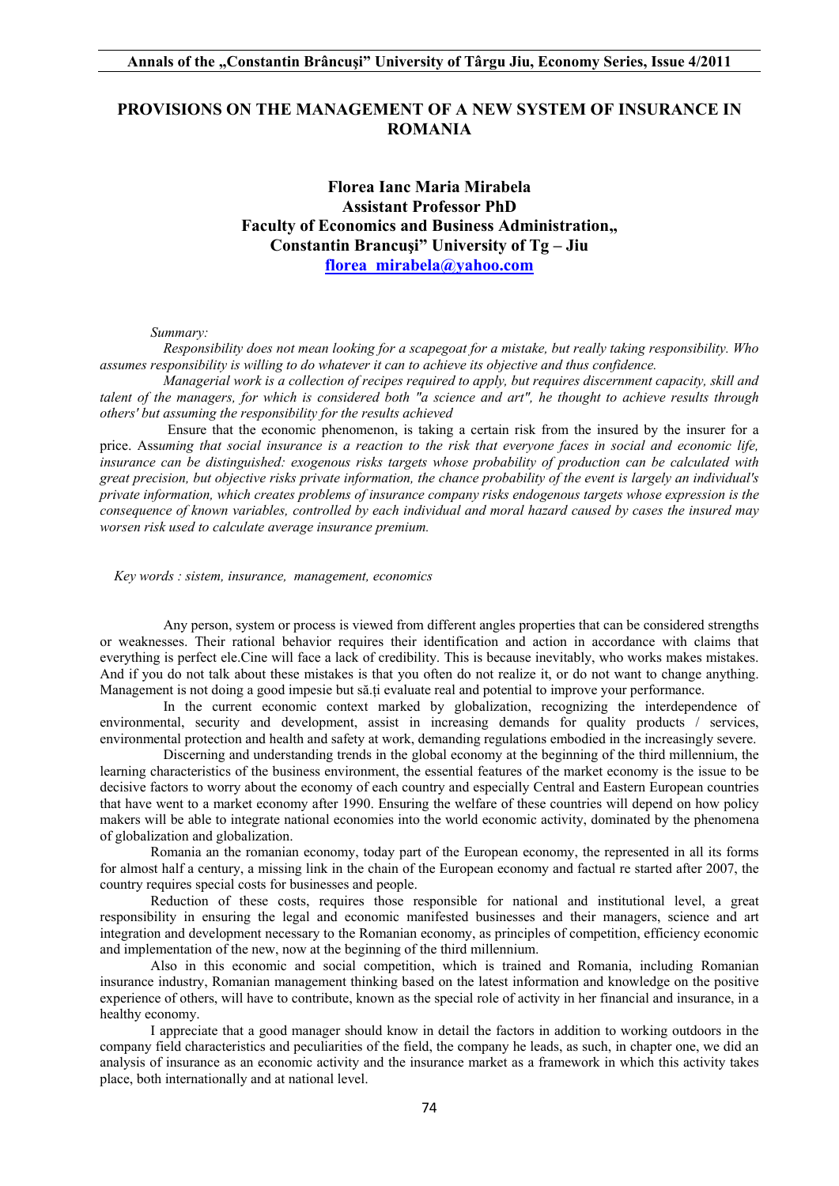# PROVISIONS ON THE MANAGEMENT OF A NEW SYSTEM OF INSURANCE IN ROMANIA

**Florea Ianc Maria Mirabela**
**Assistant Professor PhD**
**Faculty of Economics and Business Administration„ Constantin Brancuşi" University of Tg – Jiu**
**florea_mirabela@yahoo.com**

*Summary:*

*Responsibility does not mean looking for a scapegoat for a mistake, but really taking responsibility. Who assumes responsibility is willing to do whatever it can to achieve its objective and thus confidence.*

*Managerial work is a collection of recipes required to apply, but requires discernment capacity, skill and talent of the managers, for which is considered both "a science and art", he thought to achieve results through others' but assuming the responsibility for the results achieved*

Ensure that the economic phenomenon, is taking a certain risk from the insured by the insurer for a price. Ass*uming that social insurance is a reaction to the risk that everyone faces in social and economic life, insurance can be distinguished: exogenous risks targets whose probability of production can be calculated with great precision, but objective risks private information, the chance probability of the event is largely an individual's private information, which creates problems of insurance company risks endogenous targets whose expression is the consequence of known variables, controlled by each individual and moral hazard caused by cases the insured may worsen risk used to calculate average insurance premium.*

*Key words : sistem, insurance, management, economics*

Any person, system or process is viewed from different angles properties that can be considered strengths or weaknesses. Their rational behavior requires their identification and action in accordance with claims that everything is perfect ele.Cine will face a lack of credibility. This is because inevitably, who works makes mistakes. And if you do not talk about these mistakes is that you often do not realize it, or do not want to change anything. Management is not doing a good impesie but să.ți evaluate real and potential to improve your performance.

In the current economic context marked by globalization, recognizing the interdependence of environmental, security and development, assist in increasing demands for quality products / services, environmental protection and health and safety at work, demanding regulations embodied in the increasingly severe.

Discerning and understanding trends in the global economy at the beginning of the third millennium, the learning characteristics of the business environment, the essential features of the market economy is the issue to be decisive factors to worry about the economy of each country and especially Central and Eastern European countries that have went to a market economy after 1990. Ensuring the welfare of these countries will depend on how policy makers will be able to integrate national economies into the world economic activity, dominated by the phenomena of globalization and globalization.

Romania an the romanian economy, today part of the European economy, the represented in all its forms for almost half a century, a missing link in the chain of the European economy and factual re started after 2007, the country requires special costs for businesses and people.

Reduction of these costs, requires those responsible for national and institutional level, a great responsibility in ensuring the legal and economic manifested businesses and their managers, science and art integration and development necessary to the Romanian economy, as principles of competition, efficiency economic and implementation of the new, now at the beginning of the third millennium.

Also in this economic and social competition, which is trained and Romania, including Romanian insurance industry, Romanian management thinking based on the latest information and knowledge on the positive experience of others, will have to contribute, known as the special role of activity in her financial and insurance, in a healthy economy.

I appreciate that a good manager should know in detail the factors in addition to working outdoors in the company field characteristics and peculiarities of the field, the company he leads, as such, in chapter one, we did an analysis of insurance as an economic activity and the insurance market as a framework in which this activity takes place, both internationally and at national level.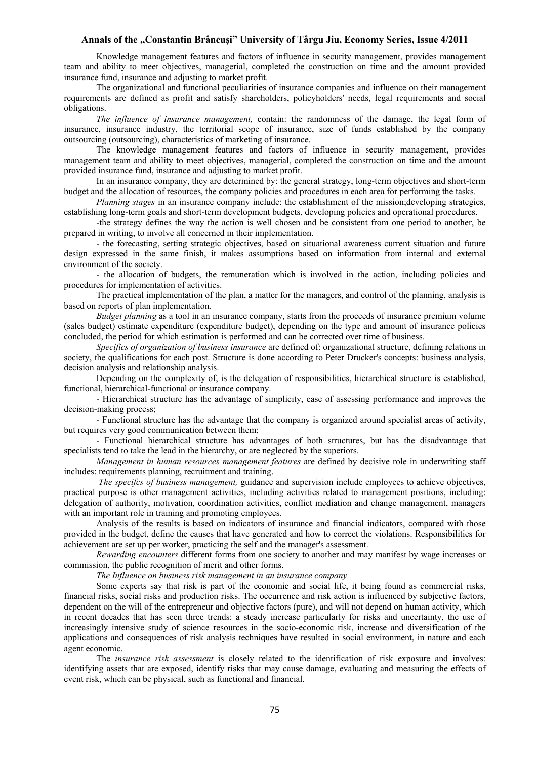Knowledge management features and factors of influence in security management, provides management team and ability to meet objectives, managerial, completed the construction on time and the amount provided insurance fund, insurance and adjusting to market profit.

The organizational and functional peculiarities of insurance companies and influence on their management requirements are defined as profit and satisfy shareholders, policyholders' needs, legal requirements and social obligations.

*The influence of insurance management,* contain: the randomness of the damage, the legal form of insurance, insurance industry, the territorial scope of insurance, size of funds established by the company outsourcing (outsourcing), characteristics of marketing of insurance.

The knowledge management features and factors of influence in security management, provides management team and ability to meet objectives, managerial, completed the construction on time and the amount provided insurance fund, insurance and adjusting to market profit.

In an insurance company, they are determined by: the general strategy, long-term objectives and short-term budget and the allocation of resources, the company policies and procedures in each area for performing the tasks.

*Planning stages* in an insurance company include: the establishment of the mission;developing strategies, establishing long-term goals and short-term development budgets, developing policies and operational procedures.

-the strategy defines the way the action is well chosen and be consistent from one period to another, be prepared in writing, to involve all concerned in their implementation.

- the forecasting, setting strategic objectives, based on situational awareness current situation and future design expressed in the same finish, it makes assumptions based on information from internal and external environment of the society.

- the allocation of budgets, the remuneration which is involved in the action, including policies and procedures for implementation of activities.

The practical implementation of the plan, a matter for the managers, and control of the planning, analysis is based on reports of plan implementation.

*Budget planning* as a tool in an insurance company, starts from the proceeds of insurance premium volume (sales budget) estimate expenditure (expenditure budget), depending on the type and amount of insurance policies concluded, the period for which estimation is performed and can be corrected over time of business.

*Specifics of organization of business insurance* are defined of: organizational structure, defining relations in society, the qualifications for each post. Structure is done according to Peter Drucker's concepts: business analysis, decision analysis and relationship analysis.

Depending on the complexity of, is the delegation of responsibilities, hierarchical structure is established, functional, hierarchical-functional or insurance company.

- Hierarchical structure has the advantage of simplicity, ease of assessing performance and improves the decision-making process;

- Functional structure has the advantage that the company is organized around specialist areas of activity, but requires very good communication between them;

- Functional hierarchical structure has advantages of both structures, but has the disadvantage that specialists tend to take the lead in the hierarchy, or are neglected by the superiors.

*Management in human resources management features* are defined by decisive role in underwriting staff includes: requirements planning, recruitment and training.

*The specifcs of business management,* guidance and supervision include employees to achieve objectives, practical purpose is other management activities, including activities related to management positions, including: delegation of authority, motivation, coordination activities, conflict mediation and change management, managers with an important role in training and promoting employees.

Analysis of the results is based on indicators of insurance and financial indicators, compared with those provided in the budget, define the causes that have generated and how to correct the violations. Responsibilities for achievement are set up per worker, practicing the self and the manager's assessment.

*Rewarding encounters* different forms from one society to another and may manifest by wage increases or commission, the public recognition of merit and other forms.

*The Influence on business risk management in an insurance company*

Some experts say that risk is part of the economic and social life, it being found as commercial risks, financial risks, social risks and production risks. The occurrence and risk action is influenced by subjective factors, dependent on the will of the entrepreneur and objective factors (pure), and will not depend on human activity, which in recent decades that has seen three trends: a steady increase particularly for risks and uncertainty, the use of increasingly intensive study of science resources in the socio-economic risk, increase and diversification of the applications and consequences of risk analysis techniques have resulted in social environment, in nature and each agent economic.

The *insurance risk assessment* is closely related to the identification of risk exposure and involves: identifying assets that are exposed, identify risks that may cause damage, evaluating and measuring the effects of event risk, which can be physical, such as functional and financial.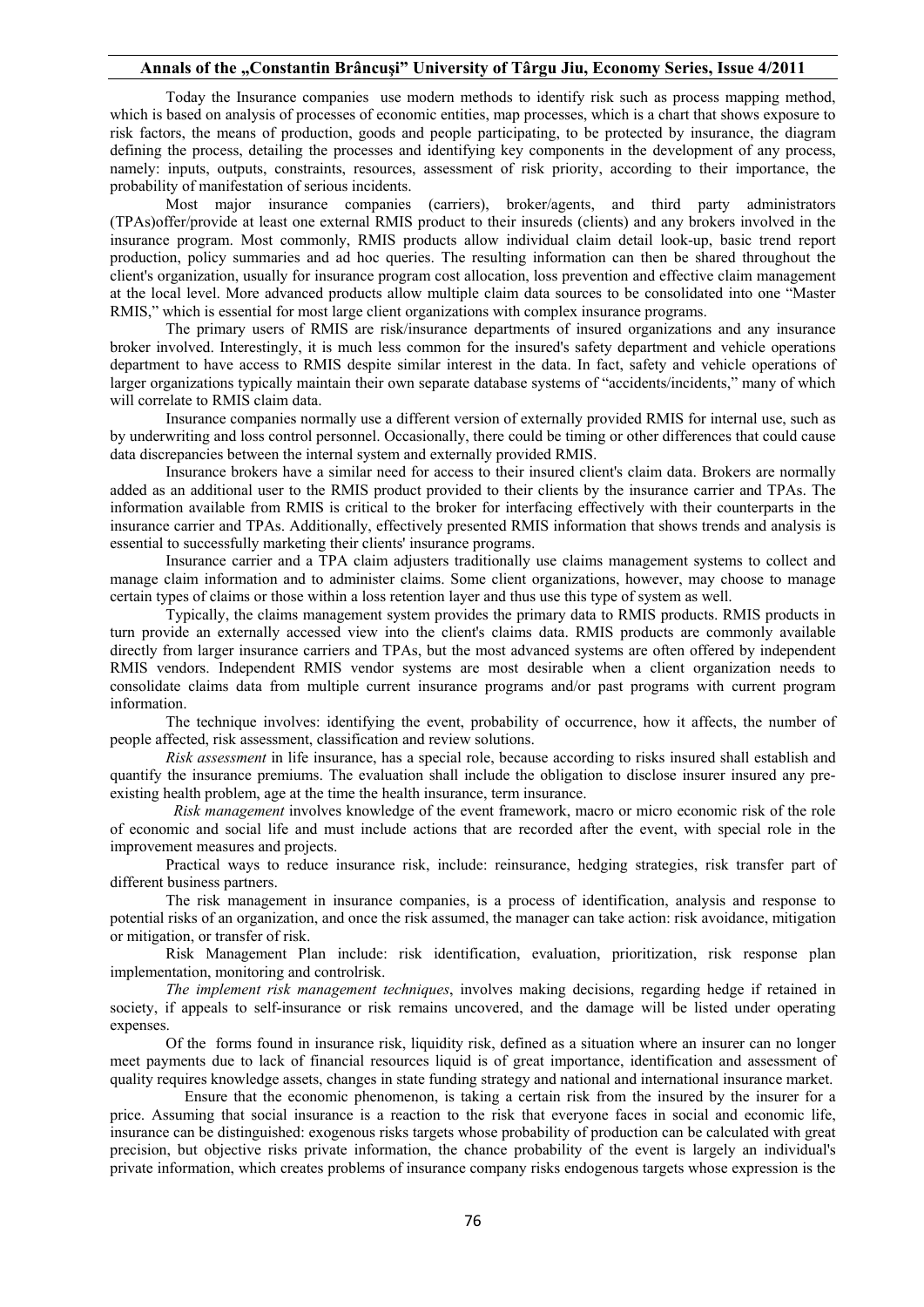Today the Insurance companies use modern methods to identify risk such as process mapping method, which is based on analysis of processes of economic entities, map processes, which is a chart that shows exposure to risk factors, the means of production, goods and people participating, to be protected by insurance, the diagram defining the process, detailing the processes and identifying key components in the development of any process, namely: inputs, outputs, constraints, resources, assessment of risk priority, according to their importance, the probability of manifestation of serious incidents.

Most major insurance companies (carriers), broker/agents, and third party administrators (TPAs)offer/provide at least one external RMIS product to their insureds (clients) and any brokers involved in the insurance program. Most commonly, RMIS products allow individual claim detail look-up, basic trend report production, policy summaries and ad hoc queries. The resulting information can then be shared throughout the client's organization, usually for insurance program cost allocation, loss prevention and effective claim management at the local level. More advanced products allow multiple claim data sources to be consolidated into one "Master RMIS," which is essential for most large client organizations with complex insurance programs.

The primary users of RMIS are risk/insurance departments of insured organizations and any insurance broker involved. Interestingly, it is much less common for the insured's safety department and vehicle operations department to have access to RMIS despite similar interest in the data. In fact, safety and vehicle operations of larger organizations typically maintain their own separate database systems of "accidents/incidents," many of which will correlate to RMIS claim data.

Insurance companies normally use a different version of externally provided RMIS for internal use, such as by underwriting and loss control personnel. Occasionally, there could be timing or other differences that could cause data discrepancies between the internal system and externally provided RMIS.

Insurance brokers have a similar need for access to their insured client's claim data. Brokers are normally added as an additional user to the RMIS product provided to their clients by the insurance carrier and TPAs. The information available from RMIS is critical to the broker for interfacing effectively with their counterparts in the insurance carrier and TPAs. Additionally, effectively presented RMIS information that shows trends and analysis is essential to successfully marketing their clients' insurance programs.

Insurance carrier and a TPA claim adjusters traditionally use claims management systems to collect and manage claim information and to administer claims. Some client organizations, however, may choose to manage certain types of claims or those within a loss retention layer and thus use this type of system as well.

Typically, the claims management system provides the primary data to RMIS products. RMIS products in turn provide an externally accessed view into the client's claims data. RMIS products are commonly available directly from larger insurance carriers and TPAs, but the most advanced systems are often offered by independent RMIS vendors. Independent RMIS vendor systems are most desirable when a client organization needs to consolidate claims data from multiple current insurance programs and/or past programs with current program information.

The technique involves: identifying the event, probability of occurrence, how it affects, the number of people affected, risk assessment, classification and review solutions.

*Risk assessment* in life insurance, has a special role, because according to risks insured shall establish and quantify the insurance premiums. The evaluation shall include the obligation to disclose insurer insured any pre-existing health problem, age at the time the health insurance, term insurance.

*Risk management* involves knowledge of the event framework, macro or micro economic risk of the role of economic and social life and must include actions that are recorded after the event, with special role in the improvement measures and projects.

Practical ways to reduce insurance risk, include: reinsurance, hedging strategies, risk transfer part of different business partners.

The risk management in insurance companies, is a process of identification, analysis and response to potential risks of an organization, and once the risk assumed, the manager can take action: risk avoidance, mitigation or mitigation, or transfer of risk.

Risk Management Plan include: risk identification, evaluation, prioritization, risk response plan implementation, monitoring and controlrisk.

*The implement risk management techniques*, involves making decisions, regarding hedge if retained in society, if appeals to self-insurance or risk remains uncovered, and the damage will be listed under operating expenses.

Of the forms found in insurance risk, liquidity risk, defined as a situation where an insurer can no longer meet payments due to lack of financial resources liquid is of great importance, identification and assessment of quality requires knowledge assets, changes in state funding strategy and national and international insurance market.

Ensure that the economic phenomenon, is taking a certain risk from the insured by the insurer for a price. Assuming that social insurance is a reaction to the risk that everyone faces in social and economic life, insurance can be distinguished: exogenous risks targets whose probability of production can be calculated with great precision, but objective risks private information, the chance probability of the event is largely an individual's private information, which creates problems of insurance company risks endogenous targets whose expression is the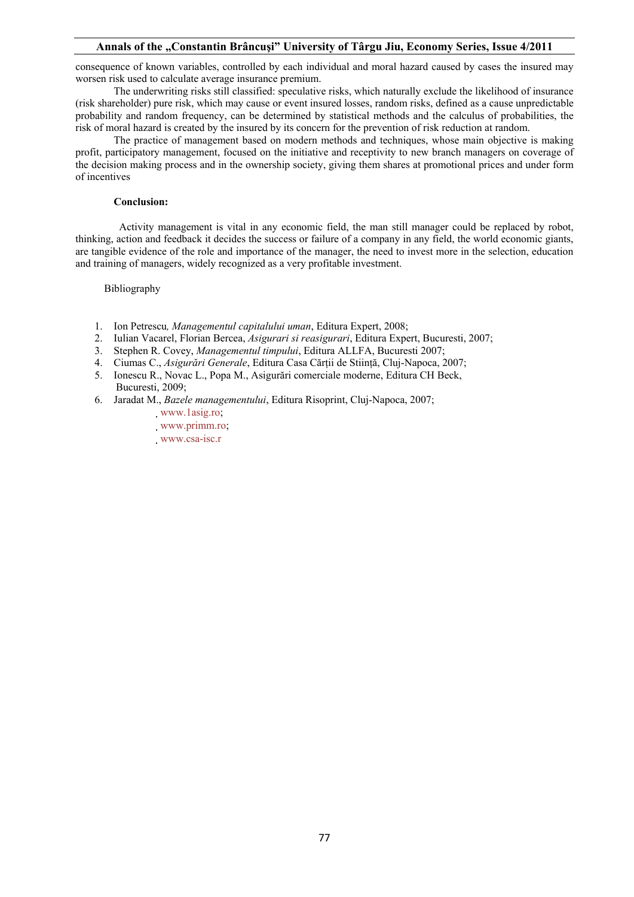consequence of known variables, controlled by each individual and moral hazard caused by cases the insured may worsen risk used to calculate average insurance premium.

The underwriting risks still classified: speculative risks, which naturally exclude the likelihood of insurance (risk shareholder) pure risk, which may cause or event insured losses, random risks, defined as a cause unpredictable probability and random frequency, can be determined by statistical methods and the calculus of probabilities, the risk of moral hazard is created by the insured by its concern for the prevention of risk reduction at random.

The practice of management based on modern methods and techniques, whose main objective is making profit, participatory management, focused on the initiative and receptivity to new branch managers on coverage of the decision making process and in the ownership society, giving them shares at promotional prices and under form of incentives

**Conclusion:**

Activity management is vital in any economic field, the man still manager could be replaced by robot, thinking, action and feedback it decides the success or failure of a company in any field, the world economic giants, are tangible evidence of the role and importance of the manager, the need to invest more in the selection, education and training of managers, widely recognized as a very profitable investment.

Bibliography

1. Ion Petrescu*, Managementul capitalului uman*, Editura Expert, 2008;
2. Iulian Vacarel, Florian Bercea, *Asigurari si reasigurari*, Editura Expert, Bucuresti, 2007;
3. Stephen R. Covey, *Managementul timpului*, Editura ALLFA, Bucuresti 2007;
4. Ciumas C., *Asigurări Generale*, Editura Casa Cărții de Stiință, Cluj-Napoca, 2007;
5. Ionescu R., Novac L., Popa M., Asigurări comerciale moderne, Editura CH Beck, Bucuresti, 2009;
6. Jaradat M., *Bazele managementului*, Editura Risoprint, Cluj-Napoca, 2007;
   - www.1asig.ro;
   - www.primm.ro;
   - www.csa-isc.r